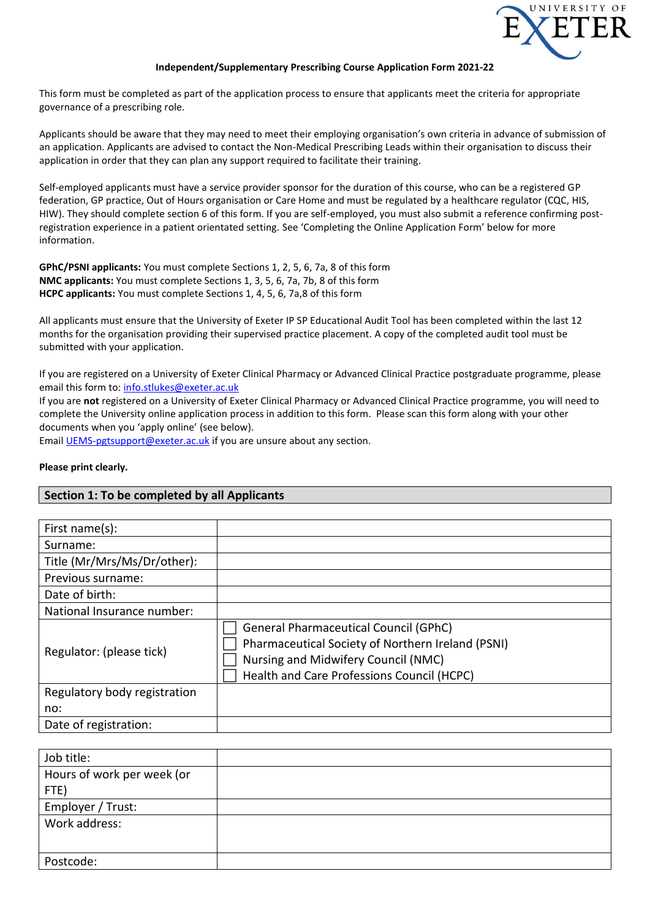# Independent/Supplementary Prescribing Course Application Form 2021-22

This form must be completed as part of the application process to ensure that applicants meet the criteria for appropriate governance of a prescribing role.

Applicants should be aware that they may need to meet their employing organisation's own criteria in advance of submission of an application. Applicants are advised to contact the Non-Medical Prescribing Leads within their organisation to discuss their application in order that they can plan any support required to facilitate their training.

Self-employed applicants must have a service provider sponsor for the duration of this course, who can be a registered GP federation, GP practice, Out of Hours organisation or Care Home and must be regulated by a healthcare regulator (CQC, HIS, HIW). They should complete section 6 of this form. If you are self-employed, you must also submit a reference confirming post-registration experience in a patient orientated setting. See 'Completing the Online Application Form' below for more information.

**GPhC/PSNI applicants:** You must complete Sections 1, 2, 5, 6, 7a, 8 of this form
**NMC applicants:** You must complete Sections 1, 3, 5, 6, 7a, 7b, 8 of this form
**HCPC applicants:** You must complete Sections 1, 4, 5, 6, 7a,8 of this form

All applicants must ensure that the University of Exeter IP SP Educational Audit Tool has been completed within the last 12 months for the organisation providing their supervised practice placement. A copy of the completed audit tool must be submitted with your application.

If you are registered on a University of Exeter Clinical Pharmacy or Advanced Clinical Practice postgraduate programme, please email this form to: info.stlukes@exeter.ac.uk
If you are **not** registered on a University of Exeter Clinical Pharmacy or Advanced Clinical Practice programme, you will need to complete the University online application process in addition to this form. Please scan this form along with your other documents when you 'apply online' (see below).
Email UEMS-pgtsupport@exeter.ac.uk if you are unsure about any section.

**Please print clearly.**

## Section 1: To be completed by all Applicants

| | |
|---|---|
| First name(s): | |
| Surname: | |
| Title (Mr/Mrs/Ms/Dr/other): | |
| Previous surname: | |
| Date of birth: | |
| National Insurance number: | |
| Regulator: (please tick) | ☐ General Pharmaceutical Council (GPhC)<br>☐ Pharmaceutical Society of Northern Ireland (PSNI)<br>☐ Nursing and Midwifery Council (NMC)<br>☐ Health and Care Professions Council (HCPC) |
| Regulatory body registration no: | |
| Date of registration: | |

| | |
|---|---|
| Job title: | |
| Hours of work per week (or FTE) | |
| Employer / Trust: | |
| Work address: | |
| Postcode: | |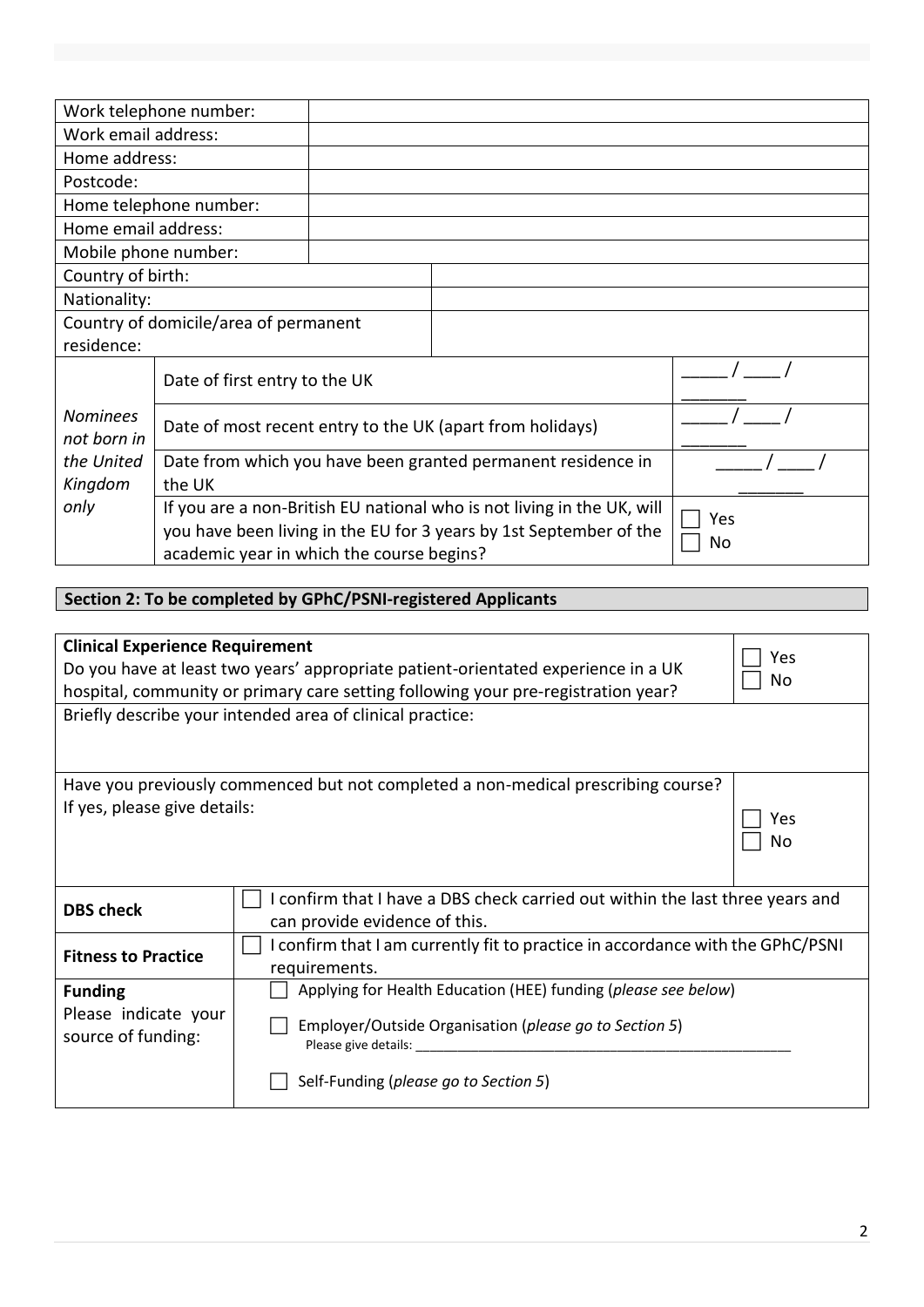| | |
|---|---|
| Work telephone number: | |
| Work email address: | |
| Home address: | |
| Postcode: | |
| Home telephone number: | |
| Home email address: | |
| Mobile phone number: | |
| Country of birth: | |
| Nationality: | |
| Country of domicile/area of permanent residence: | |

| | | |
|---|---|---|
| *Nominees not born in the United Kingdom only* | Date of first entry to the UK | _____ / ____ / _______ |
| | Date of most recent entry to the UK (apart from holidays) | _____ / ____ / _______ |
| | Date from which you have been granted permanent residence in the UK | _____ / ____ / _______ |
| | If you are a non-British EU national who is not living in the UK, will you have been living in the EU for 3 years by 1st September of the academic year in which the course begins? | ☐ Yes ☐ No |

## Section 2: To be completed by GPhC/PSNI-registered Applicants

| | |
|---|---|
| **Clinical Experience Requirement** Do you have at least two years' appropriate patient-orientated experience in a UK hospital, community or primary care setting following your pre-registration year? | ☐ Yes ☐ No |
| Briefly describe your intended area of clinical practice: | |
| Have you previously commenced but not completed a non-medical prescribing course? If yes, please give details: | ☐ Yes ☐ No |

| | |
|---|---|
| **DBS check** | ☐ I confirm that I have a DBS check carried out within the last three years and can provide evidence of this. |
| **Fitness to Practice** | ☐ I confirm that I am currently fit to practice in accordance with the GPhC/PSNI requirements. |
| **Funding** Please indicate your source of funding: | ☐ Applying for Health Education (HEE) funding (*please see below*) ☐ Employer/Outside Organisation (*please go to Section 5*) Please give details: ______________________ ☐ Self-Funding (*please go to Section 5*) |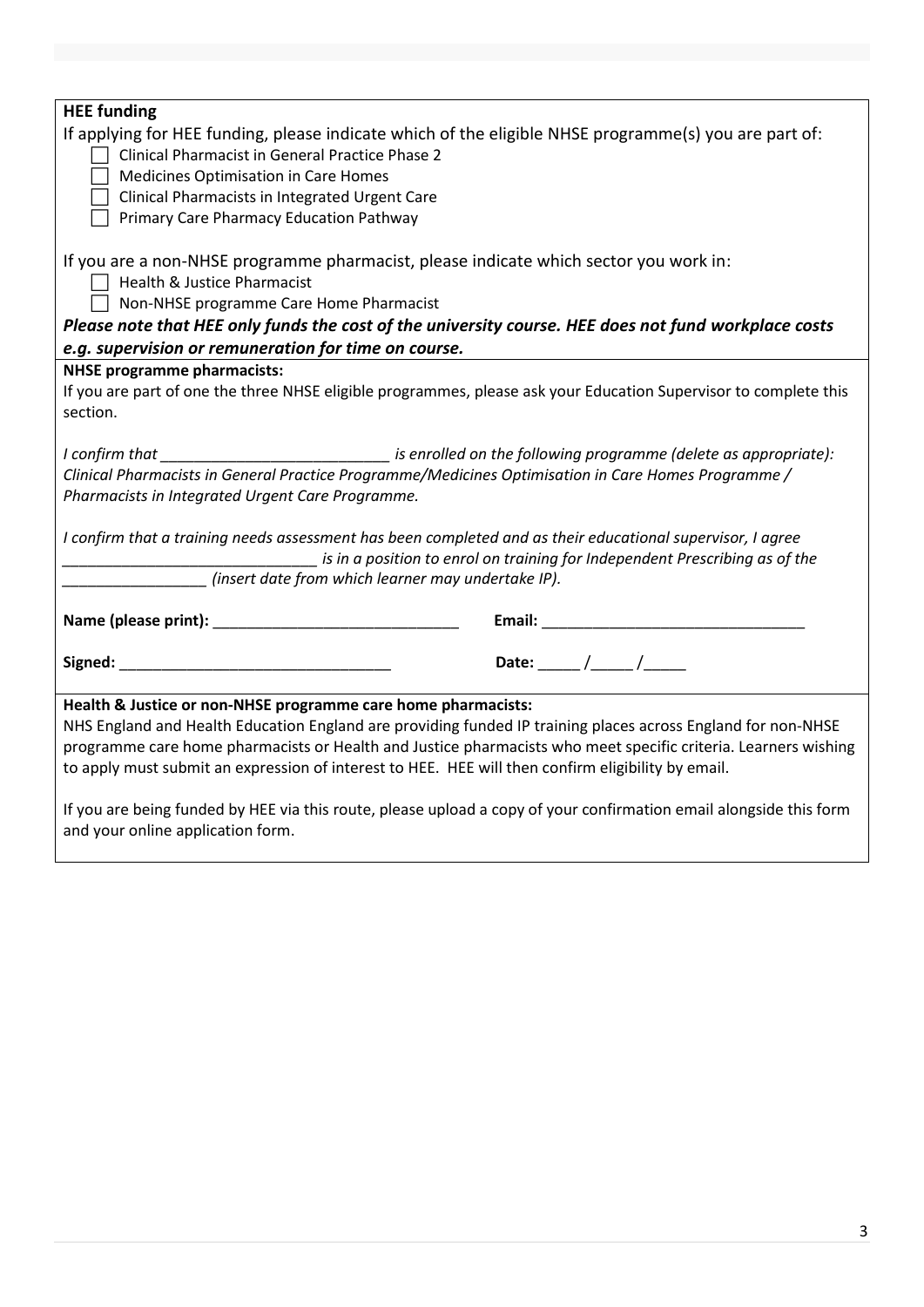**HEE funding**

If applying for HEE funding, please indicate which of the eligible NHSE programme(s) you are part of:

- ☐ Clinical Pharmacist in General Practice Phase 2
- ☐ Medicines Optimisation in Care Homes
- ☐ Clinical Pharmacists in Integrated Urgent Care
- ☐ Primary Care Pharmacy Education Pathway

If you are a non-NHSE programme pharmacist, please indicate which sector you work in:

- ☐ Health & Justice Pharmacist
- ☐ Non-NHSE programme Care Home Pharmacist

***Please note that HEE only funds the cost of the university course. HEE does not fund workplace costs e.g. supervision or remuneration for time on course.***

**NHSE programme pharmacists:**

If you are part of one the three NHSE eligible programmes, please ask your Education Supervisor to complete this section.

*I confirm that ___________________________ is enrolled on the following programme (delete as appropriate): Clinical Pharmacists in General Practice Programme/Medicines Optimisation in Care Homes Programme / Pharmacists in Integrated Urgent Care Programme.*

*I confirm that a training needs assessment has been completed and as their educational supervisor, I agree ______________________________ is in a position to enrol on training for Independent Prescribing as of the _________________ (insert date from which learner may undertake IP).*

**Name (please print):** _____________________________ **Email:** _______________________________

**Signed:** _______________________________ **Date:** _____ /_____ /_____

**Health & Justice or non-NHSE programme care home pharmacists:**

NHS England and Health Education England are providing funded IP training places across England for non-NHSE programme care home pharmacists or Health and Justice pharmacists who meet specific criteria. Learners wishing to apply must submit an expression of interest to HEE. HEE will then confirm eligibility by email.

If you are being funded by HEE via this route, please upload a copy of your confirmation email alongside this form and your online application form.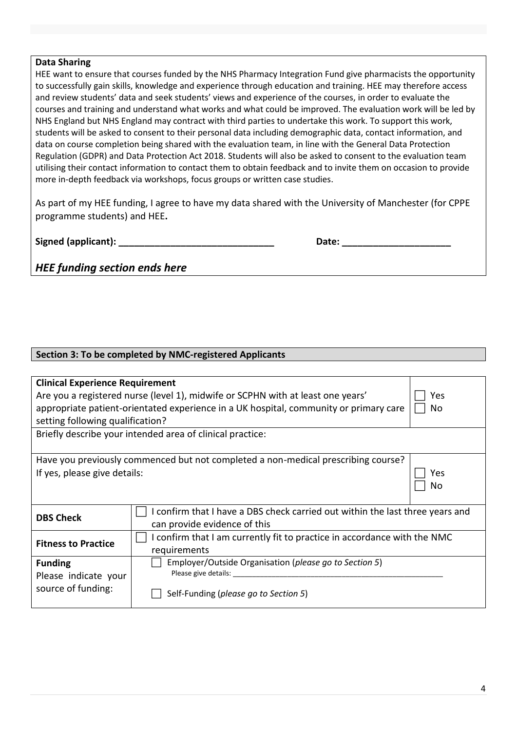**Data Sharing**

HEE want to ensure that courses funded by the NHS Pharmacy Integration Fund give pharmacists the opportunity to successfully gain skills, knowledge and experience through education and training. HEE may therefore access and review students' data and seek students' views and experience of the courses, in order to evaluate the courses and training and understand what works and what could be improved. The evaluation work will be led by NHS England but NHS England may contract with third parties to undertake this work. To support this work, students will be asked to consent to their personal data including demographic data, contact information, and data on course completion being shared with the evaluation team, in line with the General Data Protection Regulation (GDPR) and Data Protection Act 2018. Students will also be asked to consent to the evaluation team utilising their contact information to contact them to obtain feedback and to invite them on occasion to provide more in-depth feedback via workshops, focus groups or written case studies.

As part of my HEE funding, I agree to have my data shared with the University of Manchester (for CPPE programme students) and HEE**.**

**Signed (applicant): ______________________________** **Date: ____________________**

***HEE funding section ends here***

## Section 3: To be completed by NMC-registered Applicants

| **Clinical Experience Requirement**<br>Are you a registered nurse (level 1), midwife or SCPHN with at least one years' appropriate patient-orientated experience in a UK hospital, community or primary care setting following qualification? | | ☐ Yes<br>☐ No |
|---|---|---|
| Briefly describe your intended area of clinical practice: | | |
| Have you previously commenced but not completed a non-medical prescribing course?<br>If yes, please give details: | | ☐ Yes<br>☐ No |
| **DBS Check** | ☐ I confirm that I have a DBS check carried out within the last three years and can provide evidence of this | |
| **Fitness to Practice** | ☐ I confirm that I am currently fit to practice in accordance with the NMC requirements | |
| **Funding**<br>Please indicate your source of funding: | ☐ Employer/Outside Organisation (*please go to Section 5*)<br>Please give details: ____________________<br>☐ Self-Funding (*please go to Section 5*) | |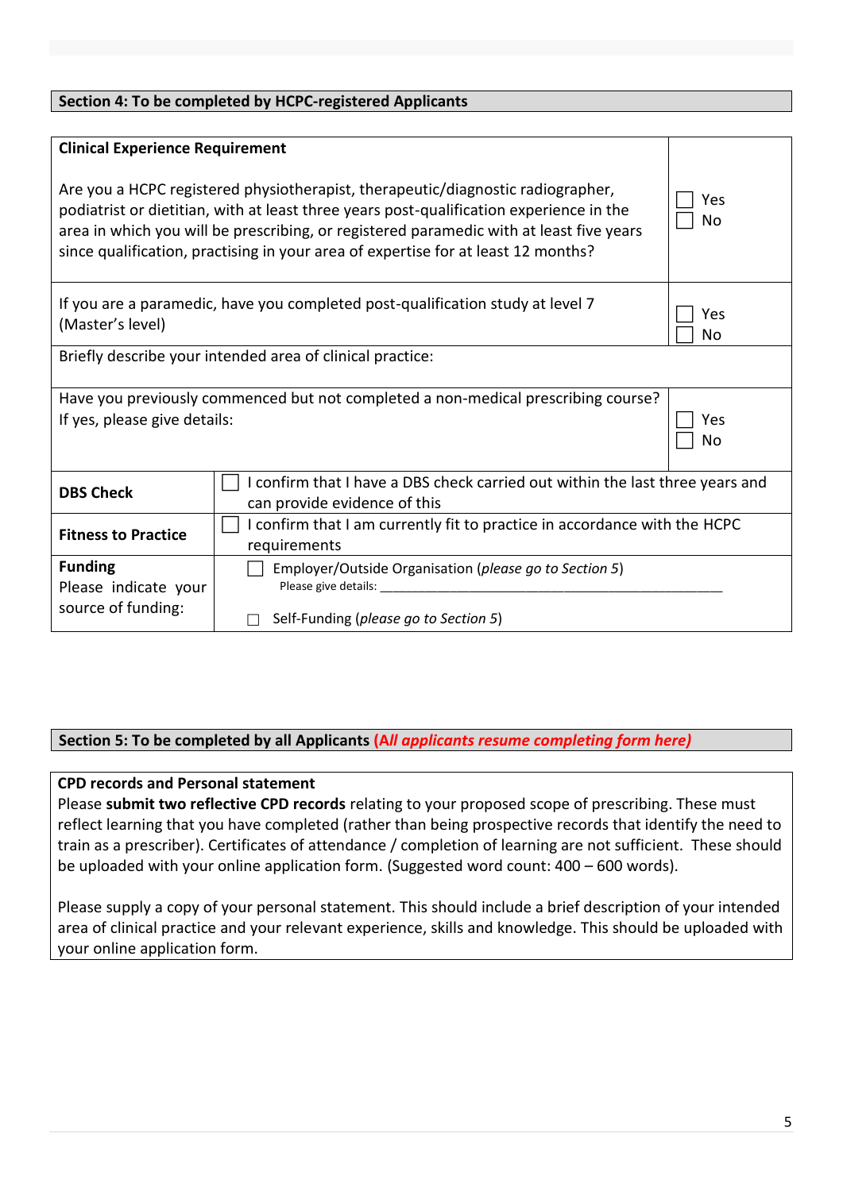## Section 4: To be completed by HCPC-registered Applicants

| **Clinical Experience Requirement** | |
|---|---|
| Are you a HCPC registered physiotherapist, therapeutic/diagnostic radiographer, podiatrist or dietitian, with at least three years post-qualification experience in the area in which you will be prescribing, or registered paramedic with at least five years since qualification, practising in your area of expertise for at least 12 months? | ☐ Yes<br>☐ No |
| If you are a paramedic, have you completed post-qualification study at level 7 (Master's level) | ☐ Yes<br>☐ No |
| Briefly describe your intended area of clinical practice: | |
| Have you previously commenced but not completed a non-medical prescribing course?<br>If yes, please give details: | ☐ Yes<br>☐ No |

| | |
|---|---|
| **DBS Check** | ☐ I confirm that I have a DBS check carried out within the last three years and can provide evidence of this |
| **Fitness to Practice** | ☐ I confirm that I am currently fit to practice in accordance with the HCPC requirements |
| **Funding**<br>Please indicate your source of funding: | ☐ Employer/Outside Organisation (*please go to Section 5*)<br>Please give details: ____________________<br><br>☐ Self-Funding (*please go to Section 5*) |

## Section 5: To be completed by all Applicants *(All applicants resume completing form here)*

**CPD records and Personal statement**

Please **submit two reflective CPD records** relating to your proposed scope of prescribing. These must reflect learning that you have completed (rather than being prospective records that identify the need to train as a prescriber). Certificates of attendance / completion of learning are not sufficient. These should be uploaded with your online application form. (Suggested word count: 400 – 600 words).

Please supply a copy of your personal statement. This should include a brief description of your intended area of clinical practice and your relevant experience, skills and knowledge. This should be uploaded with your online application form.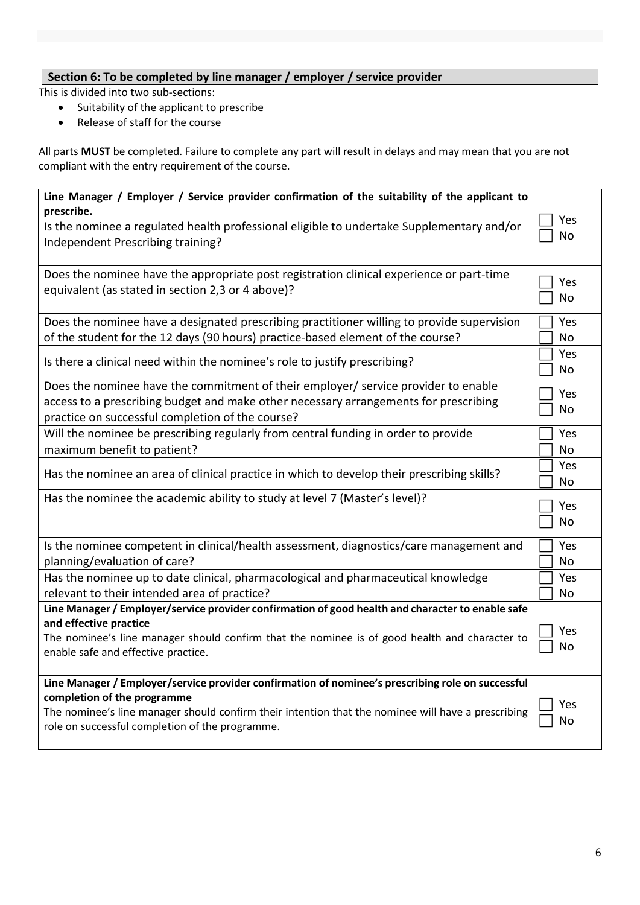## Section 6: To be completed by line manager / employer / service provider

This is divided into two sub-sections:

- Suitability of the applicant to prescribe
- Release of staff for the course

All parts **MUST** be completed. Failure to complete any part will result in delays and may mean that you are not compliant with the entry requirement of the course.

| Question | Response |
|---|---|
| **Line Manager / Employer / Service provider confirmation of the suitability of the applicant to prescribe.**<br>Is the nominee a regulated health professional eligible to undertake Supplementary and/or Independent Prescribing training? | ☐ Yes<br>☐ No |
| Does the nominee have the appropriate post registration clinical experience or part-time equivalent (as stated in section 2,3 or 4 above)? | ☐ Yes<br>☐ No |
| Does the nominee have a designated prescribing practitioner willing to provide supervision of the student for the 12 days (90 hours) practice-based element of the course? | ☐ Yes<br>☐ No |
| Is there a clinical need within the nominee's role to justify prescribing? | ☐ Yes<br>☐ No |
| Does the nominee have the commitment of their employer/ service provider to enable access to a prescribing budget and make other necessary arrangements for prescribing practice on successful completion of the course? | ☐ Yes<br>☐ No |
| Will the nominee be prescribing regularly from central funding in order to provide maximum benefit to patient? | ☐ Yes<br>☐ No |
| Has the nominee an area of clinical practice in which to develop their prescribing skills? | ☐ Yes<br>☐ No |
| Has the nominee the academic ability to study at level 7 (Master's level)? | ☐ Yes<br>☐ No |
| Is the nominee competent in clinical/health assessment, diagnostics/care management and planning/evaluation of care? | ☐ Yes<br>☐ No |
| Has the nominee up to date clinical, pharmacological and pharmaceutical knowledge relevant to their intended area of practice? | ☐ Yes<br>☐ No |
| **Line Manager / Employer/service provider confirmation of good health and character to enable safe and effective practice**<br>The nominee's line manager should confirm that the nominee is of good health and character to enable safe and effective practice. | ☐ Yes<br>☐ No |
| **Line Manager / Employer/service provider confirmation of nominee's prescribing role on successful completion of the programme**<br>The nominee's line manager should confirm their intention that the nominee will have a prescribing role on successful completion of the programme. | ☐ Yes<br>☐ No |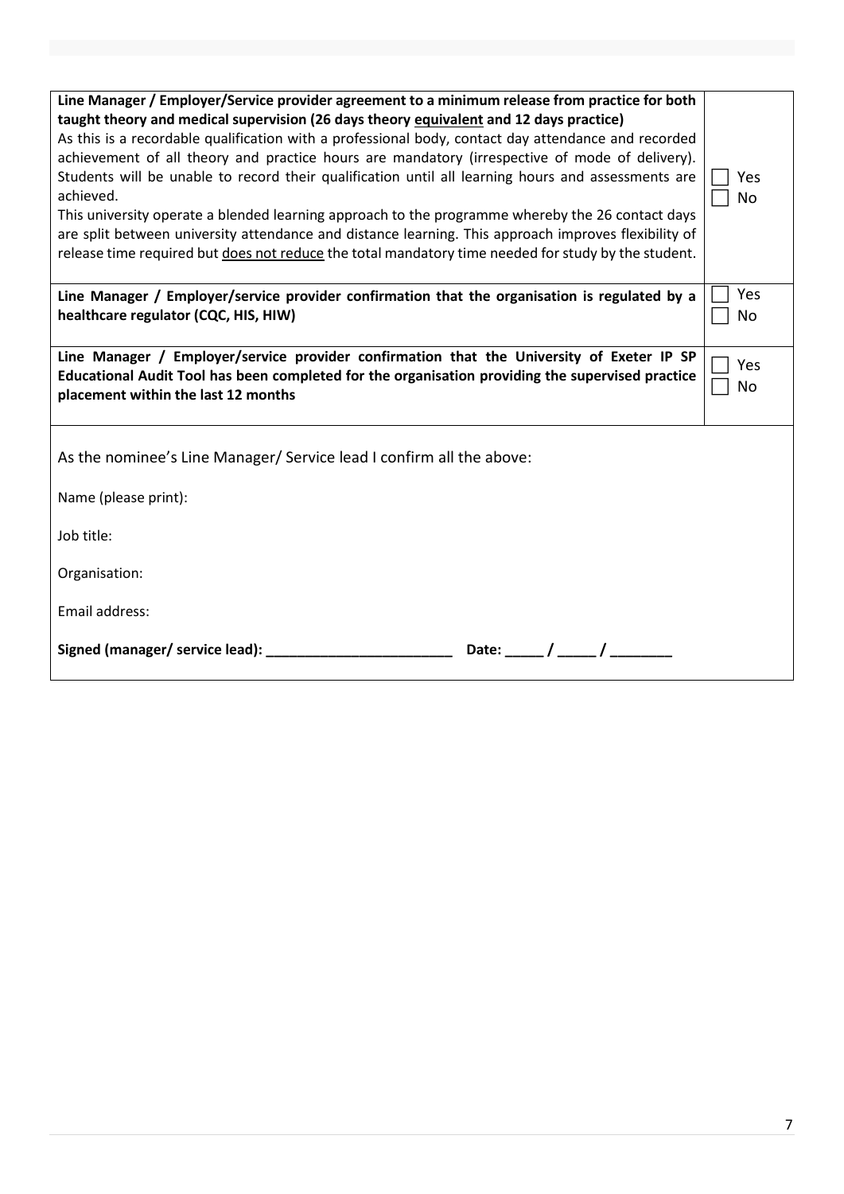| | |
|---|---|
| **Line Manager / Employer/Service provider agreement to a minimum release from practice for both taught theory and medical supervision (26 days theory <u>equivalent</u> and 12 days practice)**<br>As this is a recordable qualification with a professional body, contact day attendance and recorded achievement of all theory and practice hours are mandatory (irrespective of mode of delivery). Students will be unable to record their qualification until all learning hours and assessments are achieved.<br>This university operate a blended learning approach to the programme whereby the 26 contact days are split between university attendance and distance learning. This approach improves flexibility of release time required but <u>does not reduce</u> the total mandatory time needed for study by the student. | ☐ Yes<br>☐ No |
| **Line Manager / Employer/service provider confirmation that the organisation is regulated by a healthcare regulator (CQC, HIS, HIW)** | ☐ Yes<br>☐ No |
| **Line Manager / Employer/service provider confirmation that the University of Exeter IP SP Educational Audit Tool has been completed for the organisation providing the supervised practice placement within the last 12 months** | ☐ Yes<br>☐ No |

As the nominee's Line Manager/ Service lead I confirm all the above:

Name (please print):

Job title:

Organisation:

Email address:

**Signed (manager/ service lead): ________________________ Date: _____ / _____ / ________**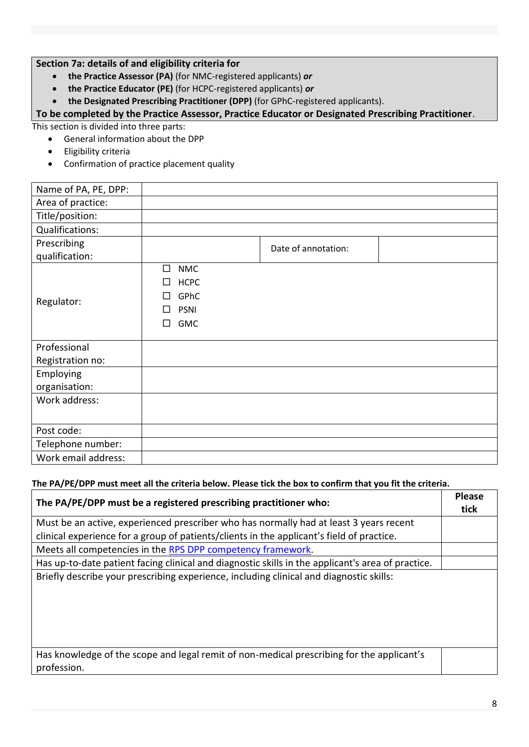**Section 7a: details of and eligibility criteria for**

- **the Practice Assessor (PA)** (for NMC-registered applicants) ***or***
- **the Practice Educator (PE)** (for HCPC-registered applicants) ***or***
- **the Designated Prescribing Practitioner (DPP)** (for GPhC-registered applicants).

**To be completed by the Practice Assessor, Practice Educator or Designated Prescribing Practitioner**.

This section is divided into three parts:

- General information about the DPP
- Eligibility criteria
- Confirmation of practice placement quality

| | | | |
|---|---|---|---|
| Name of PA, PE, DPP: | | | |
| Area of practice: | | | |
| Title/position: | | | |
| Qualifications: | | | |
| Prescribing qualification: | | Date of annotation: | |
| Regulator: | ☐ NMC<br>☐ HCPC<br>☐ GPhC<br>☐ PSNI<br>☐ GMC | | |
| Professional Registration no: | | | |
| Employing organisation: | | | |
| Work address: | | | |
| Post code: | | | |
| Telephone number: | | | |
| Work email address: | | | |

**The PA/PE/DPP must meet all the criteria below. Please tick the box to confirm that you fit the criteria.**

| The PA/PE/DPP must be a registered prescribing practitioner who: | Please tick |
|---|---|
| Must be an active, experienced prescriber who has normally had at least 3 years recent clinical experience for a group of patients/clients in the applicant's field of practice. | |
| Meets all competencies in the [RPS DPP competency framework](). | |
| Has up-to-date patient facing clinical and diagnostic skills in the applicant's area of practice. | |
| Briefly describe your prescribing experience, including clinical and diagnostic skills: | |
| Has knowledge of the scope and legal remit of non-medical prescribing for the applicant's profession. | |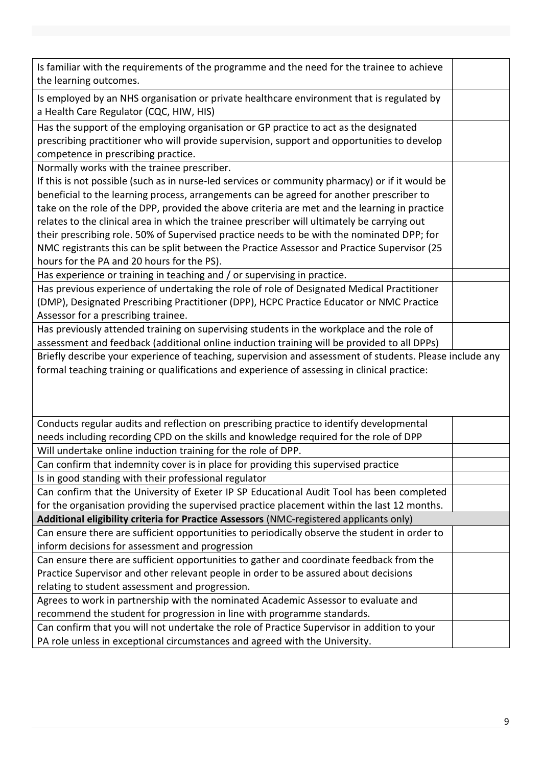| | |
|---|---|
| Is familiar with the requirements of the programme and the need for the trainee to achieve the learning outcomes. | |
| Is employed by an NHS organisation or private healthcare environment that is regulated by a Health Care Regulator (CQC, HIW, HIS) | |
| Has the support of the employing organisation or GP practice to act as the designated prescribing practitioner who will provide supervision, support and opportunities to develop competence in prescribing practice. | |
| Normally works with the trainee prescriber.<br>If this is not possible (such as in nurse-led services or community pharmacy) or if it would be beneficial to the learning process, arrangements can be agreed for another prescriber to take on the role of the DPP, provided the above criteria are met and the learning in practice relates to the clinical area in which the trainee prescriber will ultimately be carrying out their prescribing role. 50% of Supervised practice needs to be with the nominated DPP; for NMC registrants this can be split between the Practice Assessor and Practice Supervisor (25 hours for the PA and 20 hours for the PS). | |
| Has experience or training in teaching and / or supervising in practice. | |
| Has previous experience of undertaking the role of role of Designated Medical Practitioner (DMP), Designated Prescribing Practitioner (DPP), HCPC Practice Educator or NMC Practice Assessor for a prescribing trainee. | |
| Has previously attended training on supervising students in the workplace and the role of assessment and feedback (additional online induction training will be provided to all DPPs) | |
| Briefly describe your experience of teaching, supervision and assessment of students. Please include any formal teaching training or qualifications and experience of assessing in clinical practice: | |
| Conducts regular audits and reflection on prescribing practice to identify developmental needs including recording CPD on the skills and knowledge required for the role of DPP | |
| Will undertake online induction training for the role of DPP. | |
| Can confirm that indemnity cover is in place for providing this supervised practice | |
| Is in good standing with their professional regulator | |
| Can confirm that the University of Exeter IP SP Educational Audit Tool has been completed for the organisation providing the supervised practice placement within the last 12 months. | |
| **Additional eligibility criteria for Practice Assessors** (NMC-registered applicants only) | |
| Can ensure there are sufficient opportunities to periodically observe the student in order to inform decisions for assessment and progression | |
| Can ensure there are sufficient opportunities to gather and coordinate feedback from the Practice Supervisor and other relevant people in order to be assured about decisions relating to student assessment and progression. | |
| Agrees to work in partnership with the nominated Academic Assessor to evaluate and recommend the student for progression in line with programme standards. | |
| Can confirm that you will not undertake the role of Practice Supervisor in addition to your PA role unless in exceptional circumstances and agreed with the University. | |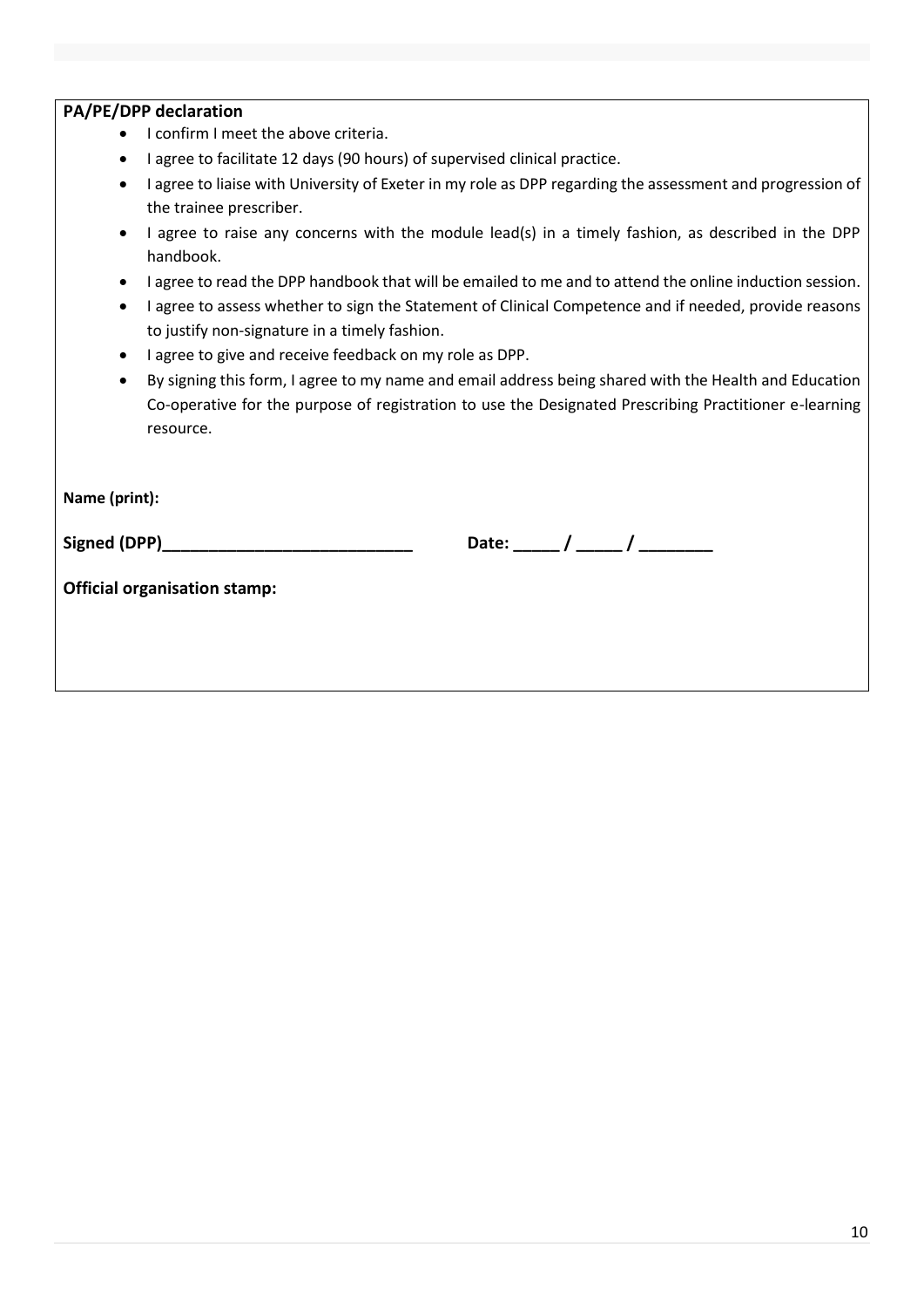**PA/PE/DPP declaration**

- I confirm I meet the above criteria.
- I agree to facilitate 12 days (90 hours) of supervised clinical practice.
- I agree to liaise with University of Exeter in my role as DPP regarding the assessment and progression of the trainee prescriber.
- I agree to raise any concerns with the module lead(s) in a timely fashion, as described in the DPP handbook.
- I agree to read the DPP handbook that will be emailed to me and to attend the online induction session.
- I agree to assess whether to sign the Statement of Clinical Competence and if needed, provide reasons to justify non-signature in a timely fashion.
- I agree to give and receive feedback on my role as DPP.
- By signing this form, I agree to my name and email address being shared with the Health and Education Co-operative for the purpose of registration to use the Designated Prescribing Practitioner e-learning resource.

**Name (print):**

**Signed (DPP)___________________________** **Date: _____ / _____ / ________**

**Official organisation stamp:**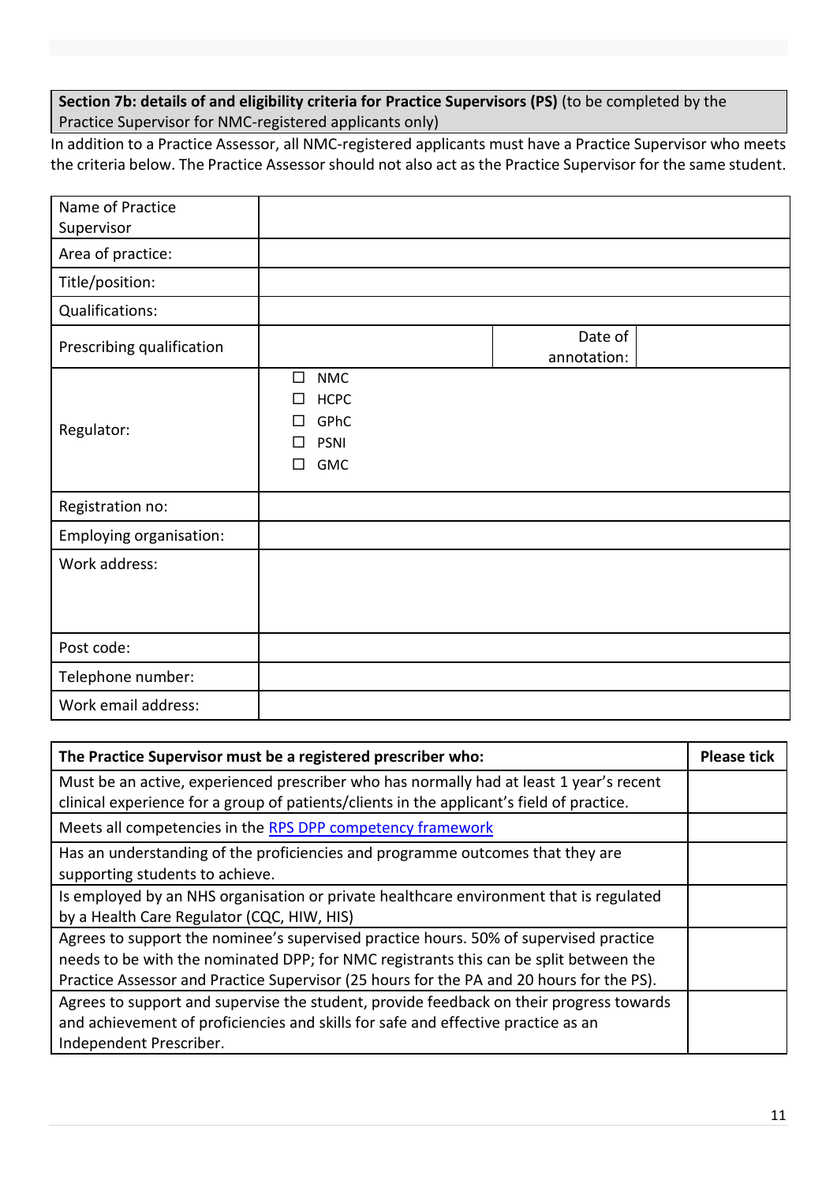**Section 7b: details of and eligibility criteria for Practice Supervisors (PS)** (to be completed by the Practice Supervisor for NMC-registered applicants only)

In addition to a Practice Assessor, all NMC-registered applicants must have a Practice Supervisor who meets the criteria below. The Practice Assessor should not also act as the Practice Supervisor for the same student.

| | | | |
|---|---|---|---|
| Name of Practice Supervisor | | | |
| Area of practice: | | | |
| Title/position: | | | |
| Qualifications: | | | |
| Prescribing qualification | | Date of annotation: | |
| Regulator: | ☐ NMC<br>☐ HCPC<br>☐ GPhC<br>☐ PSNI<br>☐ GMC | | |
| Registration no: | | | |
| Employing organisation: | | | |
| Work address: | | | |
| Post code: | | | |
| Telephone number: | | | |
| Work email address: | | | |

| The Practice Supervisor must be a registered prescriber who: | Please tick |
|---|---|
| Must be an active, experienced prescriber who has normally had at least 1 year's recent clinical experience for a group of patients/clients in the applicant's field of practice. | |
| Meets all competencies in the [RPS DPP competency framework]() | |
| Has an understanding of the proficiencies and programme outcomes that they are supporting students to achieve. | |
| Is employed by an NHS organisation or private healthcare environment that is regulated by a Health Care Regulator (CQC, HIW, HIS) | |
| Agrees to support the nominee's supervised practice hours. 50% of supervised practice needs to be with the nominated DPP; for NMC registrants this can be split between the Practice Assessor and Practice Supervisor (25 hours for the PA and 20 hours for the PS). | |
| Agrees to support and supervise the student, provide feedback on their progress towards and achievement of proficiencies and skills for safe and effective practice as an Independent Prescriber. | |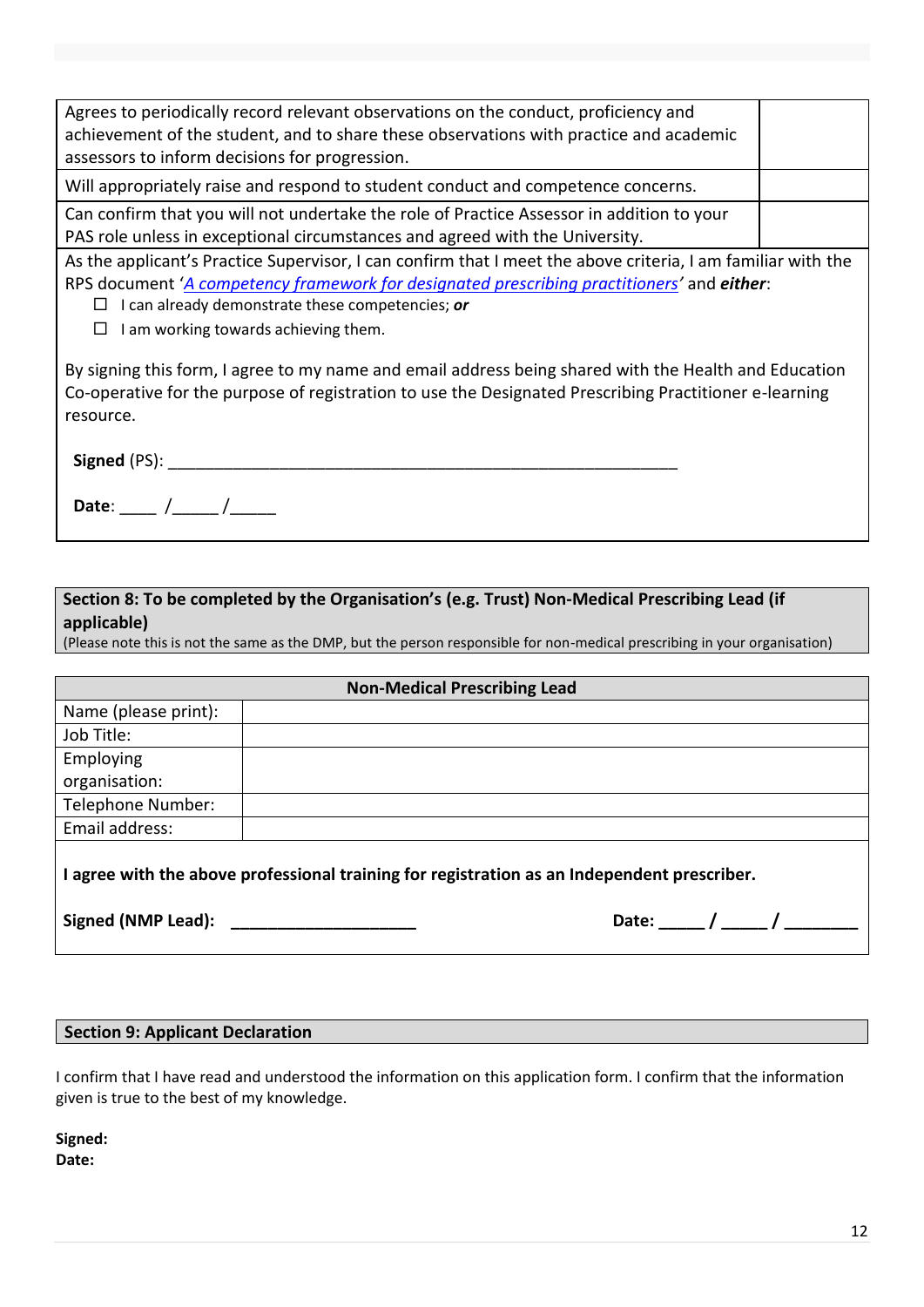| | |
|---|---|
| Agrees to periodically record relevant observations on the conduct, proficiency and achievement of the student, and to share these observations with practice and academic assessors to inform decisions for progression. | |
| Will appropriately raise and respond to student conduct and competence concerns. | |
| Can confirm that you will not undertake the role of Practice Assessor in addition to your PAS role unless in exceptional circumstances and agreed with the University. | |

As the applicant's Practice Supervisor, I can confirm that I meet the above criteria, I am familiar with the RPS document '*A competency framework for designated prescribing practitioners*' and ***either***:

- ☐ I can already demonstrate these competencies; ***or***
- ☐ I am working towards achieving them.

By signing this form, I agree to my name and email address being shared with the Health and Education Co-operative for the purpose of registration to use the Designated Prescribing Practitioner e-learning resource.

**Signed** (PS): ____________________________________________________________

**Date**: ____ /_____ /_____

**Section 8: To be completed by the Organisation's (e.g. Trust) Non-Medical Prescribing Lead (if applicable)**

(Please note this is not the same as the DMP, but the person responsible for non-medical prescribing in your organisation)

| **Non-Medical Prescribing Lead** | |
|---|---|
| Name (please print): | |
| Job Title: | |
| Employing organisation: | |
| Telephone Number: | |
| Email address: | |

**I agree with the above professional training for registration as an Independent prescriber.**

**Signed (NMP Lead): ____________________** **Date: _____ / _____ / ________**

**Section 9: Applicant Declaration**

I confirm that I have read and understood the information on this application form. I confirm that the information given is true to the best of my knowledge.

**Signed:**

**Date:**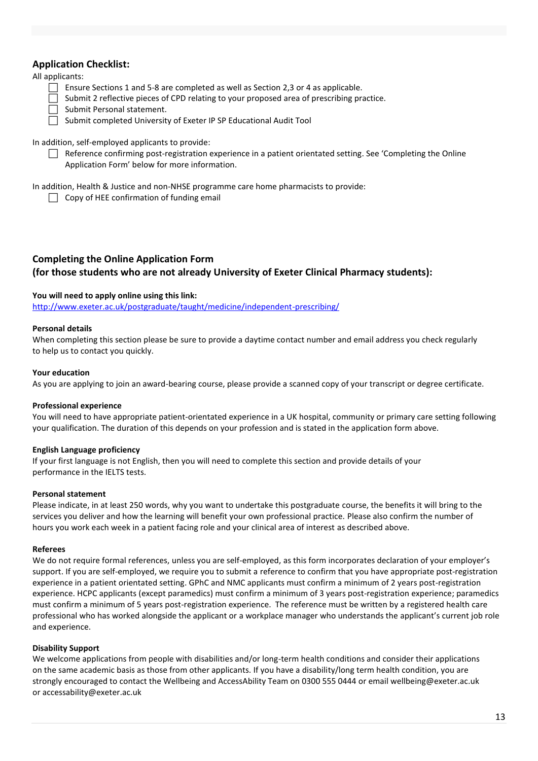## Application Checklist:

All applicants:

- [ ] Ensure Sections 1 and 5-8 are completed as well as Section 2,3 or 4 as applicable.
- [ ] Submit 2 reflective pieces of CPD relating to your proposed area of prescribing practice.
- [ ] Submit Personal statement.
- [ ] Submit completed University of Exeter IP SP Educational Audit Tool

In addition, self-employed applicants to provide:

- [ ] Reference confirming post-registration experience in a patient orientated setting. See 'Completing the Online Application Form' below for more information.

In addition, Health & Justice and non-NHSE programme care home pharmacists to provide:

- [ ] Copy of HEE confirmation of funding email

## Completing the Online Application Form (for those students who are not already University of Exeter Clinical Pharmacy students):

**You will need to apply online using this link:**
[http://www.exeter.ac.uk/postgraduate/taught/medicine/independent-prescribing/](http://www.exeter.ac.uk/postgraduate/taught/medicine/independent-prescribing/)

**Personal details**
When completing this section please be sure to provide a daytime contact number and email address you check regularly to help us to contact you quickly.

**Your education**
As you are applying to join an award-bearing course, please provide a scanned copy of your transcript or degree certificate.

**Professional experience**
You will need to have appropriate patient-orientated experience in a UK hospital, community or primary care setting following your qualification. The duration of this depends on your profession and is stated in the application form above.

**English Language proficiency**
If your first language is not English, then you will need to complete this section and provide details of your performance in the IELTS tests.

**Personal statement**
Please indicate, in at least 250 words, why you want to undertake this postgraduate course, the benefits it will bring to the services you deliver and how the learning will benefit your own professional practice. Please also confirm the number of hours you work each week in a patient facing role and your clinical area of interest as described above.

**Referees**
We do not require formal references, unless you are self-employed, as this form incorporates declaration of your employer's support. If you are self-employed, we require you to submit a reference to confirm that you have appropriate post-registration experience in a patient orientated setting. GPhC and NMC applicants must confirm a minimum of 2 years post-registration experience. HCPC applicants (except paramedics) must confirm a minimum of 3 years post-registration experience; paramedics must confirm a minimum of 5 years post-registration experience. The reference must be written by a registered health care professional who has worked alongside the applicant or a workplace manager who understands the applicant's current job role and experience.

**Disability Support**
We welcome applications from people with disabilities and/or long-term health conditions and consider their applications on the same academic basis as those from other applicants. If you have a disability/long term health condition, you are strongly encouraged to contact the Wellbeing and AccessAbility Team on 0300 555 0444 or email wellbeing@exeter.ac.uk or accessability@exeter.ac.uk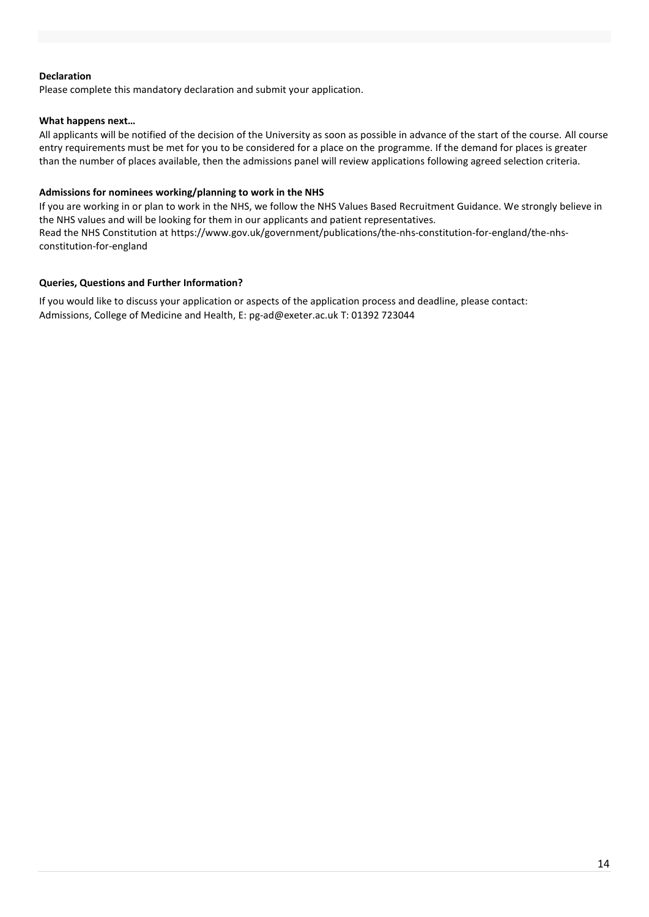**Declaration**

Please complete this mandatory declaration and submit your application.

**What happens next…**

All applicants will be notified of the decision of the University as soon as possible in advance of the start of the course. All course entry requirements must be met for you to be considered for a place on the programme. If the demand for places is greater than the number of places available, then the admissions panel will review applications following agreed selection criteria.

**Admissions for nominees working/planning to work in the NHS**

If you are working in or plan to work in the NHS, we follow the NHS Values Based Recruitment Guidance. We strongly believe in the NHS values and will be looking for them in our applicants and patient representatives.
Read the NHS Constitution at https://www.gov.uk/government/publications/the-nhs-constitution-for-england/the-nhs-constitution-for-england

**Queries, Questions and Further Information?**

If you would like to discuss your application or aspects of the application process and deadline, please contact:
Admissions, College of Medicine and Health, E: pg-ad@exeter.ac.uk T: 01392 723044